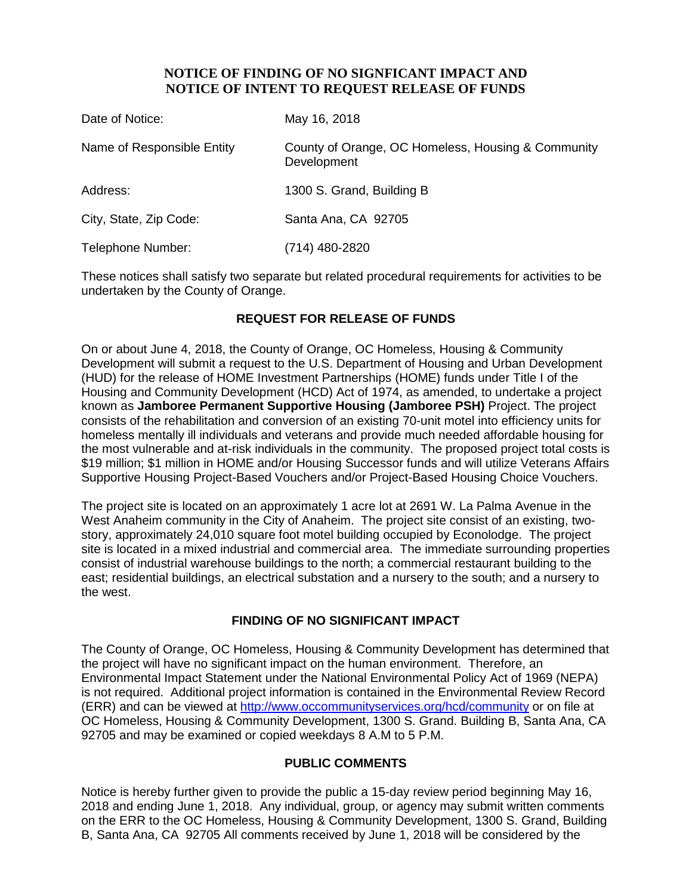# NOTICE OF FINDING OF NO SIGNFICANT IMPACT AND NOTICE OF INTENT TO REQUEST RELEASE OF FUNDS

| | |
|---|---|
| Date of Notice: | May 16, 2018 |
| Name of Responsible Entity | County of Orange, OC Homeless, Housing & Community Development |
| Address: | 1300 S. Grand, Building B |
| City, State, Zip Code: | Santa Ana, CA 92705 |
| Telephone Number: | (714) 480-2820 |

These notices shall satisfy two separate but related procedural requirements for activities to be undertaken by the County of Orange.

## REQUEST FOR RELEASE OF FUNDS

On or about June 4, 2018, the County of Orange, OC Homeless, Housing & Community Development will submit a request to the U.S. Department of Housing and Urban Development (HUD) for the release of HOME Investment Partnerships (HOME) funds under Title I of the Housing and Community Development (HCD) Act of 1974, as amended, to undertake a project known as **Jamboree Permanent Supportive Housing (Jamboree PSH)** Project. The project consists of the rehabilitation and conversion of an existing 70-unit motel into efficiency units for homeless mentally ill individuals and veterans and provide much needed affordable housing for the most vulnerable and at-risk individuals in the community. The proposed project total costs is $19 million; $1 million in HOME and/or Housing Successor funds and will utilize Veterans Affairs Supportive Housing Project-Based Vouchers and/or Project-Based Housing Choice Vouchers.

The project site is located on an approximately 1 acre lot at 2691 W. La Palma Avenue in the West Anaheim community in the City of Anaheim. The project site consist of an existing, two-story, approximately 24,010 square foot motel building occupied by Econolodge. The project site is located in a mixed industrial and commercial area. The immediate surrounding properties consist of industrial warehouse buildings to the north; a commercial restaurant building to the east; residential buildings, an electrical substation and a nursery to the south; and a nursery to the west.

## FINDING OF NO SIGNIFICANT IMPACT

The County of Orange, OC Homeless, Housing & Community Development has determined that the project will have no significant impact on the human environment. Therefore, an Environmental Impact Statement under the National Environmental Policy Act of 1969 (NEPA) is not required. Additional project information is contained in the Environmental Review Record (ERR) and can be viewed at http://www.occommunityservices.org/hcd/community or on file at OC Homeless, Housing & Community Development, 1300 S. Grand. Building B, Santa Ana, CA 92705 and may be examined or copied weekdays 8 A.M to 5 P.M.

## PUBLIC COMMENTS

Notice is hereby further given to provide the public a 15-day review period beginning May 16, 2018 and ending June 1, 2018. Any individual, group, or agency may submit written comments on the ERR to the OC Homeless, Housing & Community Development, 1300 S. Grand, Building B, Santa Ana, CA 92705 All comments received by June 1, 2018 will be considered by the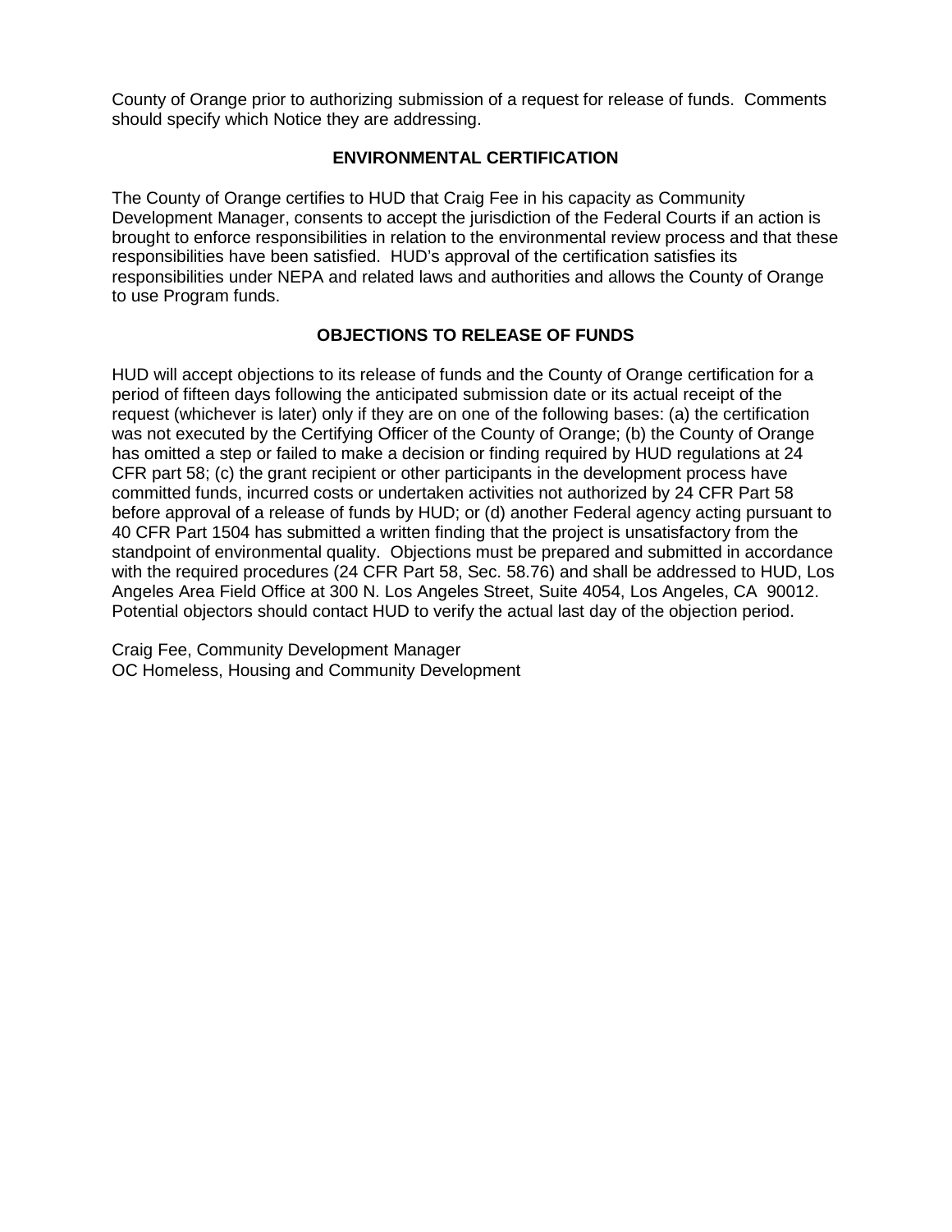County of Orange prior to authorizing submission of a request for release of funds. Comments should specify which Notice they are addressing.

## ENVIRONMENTAL CERTIFICATION

The County of Orange certifies to HUD that Craig Fee in his capacity as Community Development Manager, consents to accept the jurisdiction of the Federal Courts if an action is brought to enforce responsibilities in relation to the environmental review process and that these responsibilities have been satisfied. HUD's approval of the certification satisfies its responsibilities under NEPA and related laws and authorities and allows the County of Orange to use Program funds.

## OBJECTIONS TO RELEASE OF FUNDS

HUD will accept objections to its release of funds and the County of Orange certification for a period of fifteen days following the anticipated submission date or its actual receipt of the request (whichever is later) only if they are on one of the following bases: (a) the certification was not executed by the Certifying Officer of the County of Orange; (b) the County of Orange has omitted a step or failed to make a decision or finding required by HUD regulations at 24 CFR part 58; (c) the grant recipient or other participants in the development process have committed funds, incurred costs or undertaken activities not authorized by 24 CFR Part 58 before approval of a release of funds by HUD; or (d) another Federal agency acting pursuant to 40 CFR Part 1504 has submitted a written finding that the project is unsatisfactory from the standpoint of environmental quality. Objections must be prepared and submitted in accordance with the required procedures (24 CFR Part 58, Sec. 58.76) and shall be addressed to HUD, Los Angeles Area Field Office at 300 N. Los Angeles Street, Suite 4054, Los Angeles, CA 90012. Potential objectors should contact HUD to verify the actual last day of the objection period.

Craig Fee, Community Development Manager
OC Homeless, Housing and Community Development